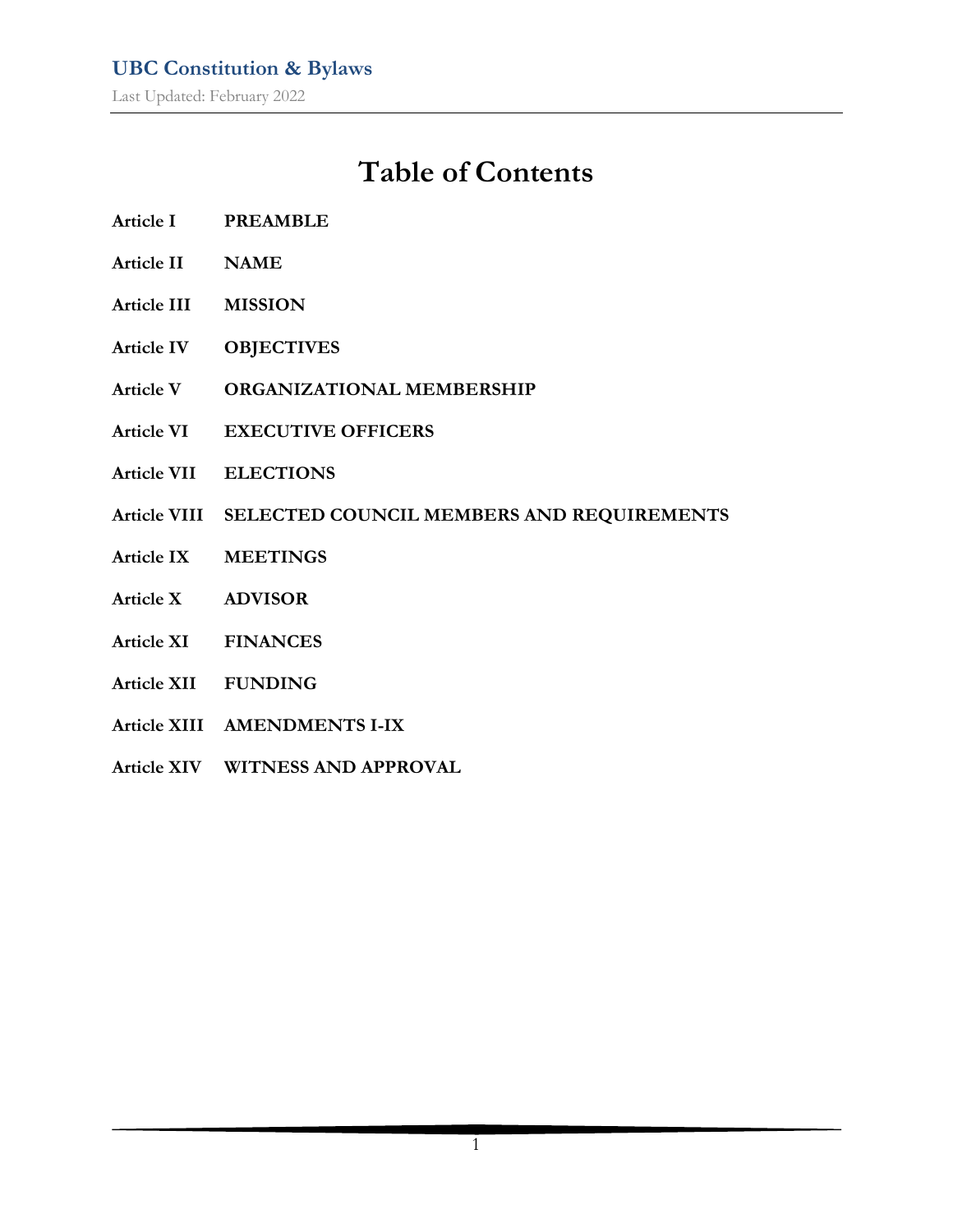# Table of Contents

| | |
|---|---|
| **Article I** | **PREAMBLE** |
| **Article II** | **NAME** |
| **Article III** | **MISSION** |
| **Article IV** | **OBJECTIVES** |
| **Article V** | **ORGANIZATIONAL MEMBERSHIP** |
| **Article VI** | **EXECUTIVE OFFICERS** |
| **Article VII** | **ELECTIONS** |
| **Article VIII** | **SELECTED COUNCIL MEMBERS AND REQUIREMENTS** |
| **Article IX** | **MEETINGS** |
| **Article X** | **ADVISOR** |
| **Article XI** | **FINANCES** |
| **Article XII** | **FUNDING** |
| **Article XIII** | **AMENDMENTS I-IX** |
| **Article XIV** | **WITNESS AND APPROVAL** |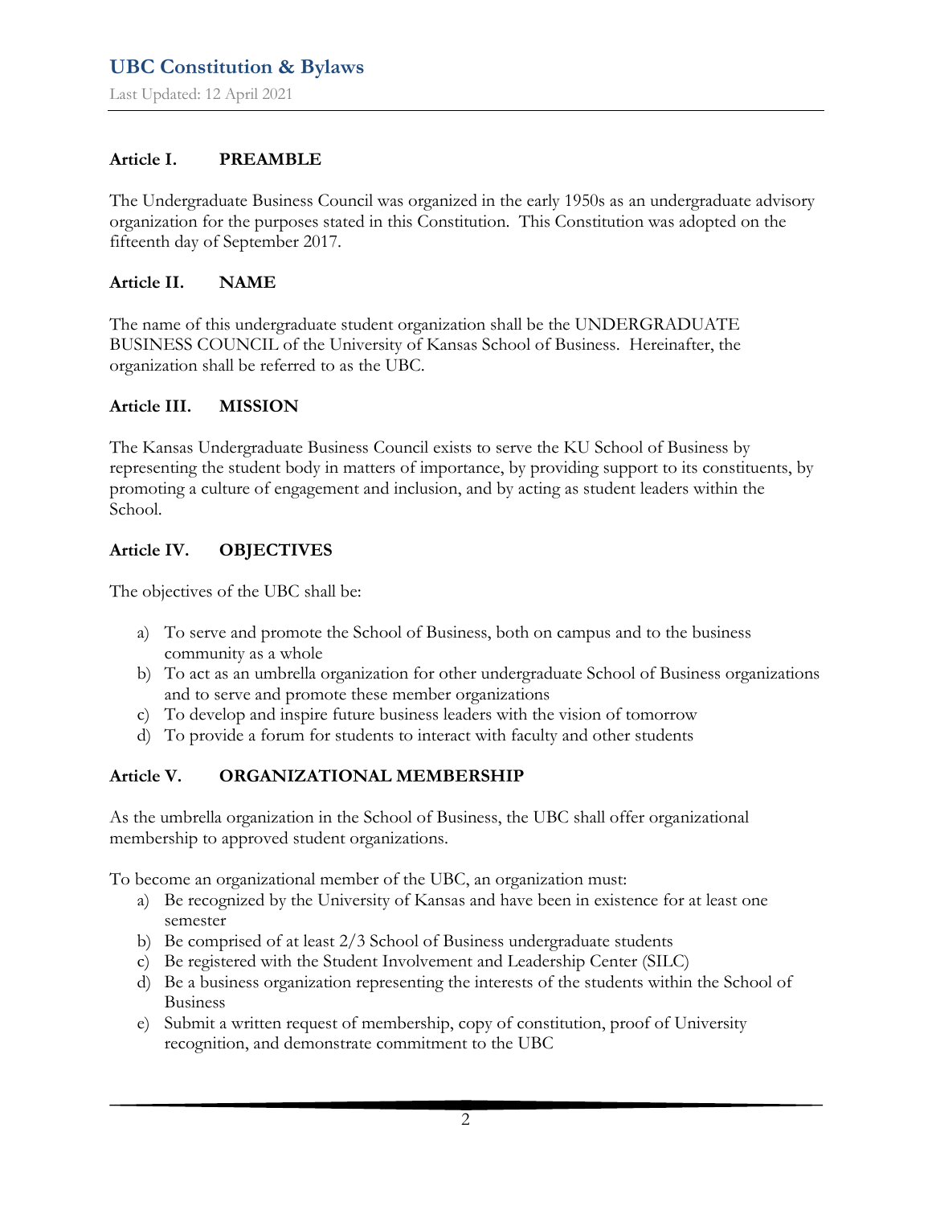## Article I. PREAMBLE

The Undergraduate Business Council was organized in the early 1950s as an undergraduate advisory organization for the purposes stated in this Constitution. This Constitution was adopted on the fifteenth day of September 2017.

## Article II. NAME

The name of this undergraduate student organization shall be the UNDERGRADUATE BUSINESS COUNCIL of the University of Kansas School of Business. Hereinafter, the organization shall be referred to as the UBC.

## Article III. MISSION

The Kansas Undergraduate Business Council exists to serve the KU School of Business by representing the student body in matters of importance, by providing support to its constituents, by promoting a culture of engagement and inclusion, and by acting as student leaders within the School.

## Article IV. OBJECTIVES

The objectives of the UBC shall be:

a) To serve and promote the School of Business, both on campus and to the business community as a whole
b) To act as an umbrella organization for other undergraduate School of Business organizations and to serve and promote these member organizations
c) To develop and inspire future business leaders with the vision of tomorrow
d) To provide a forum for students to interact with faculty and other students

## Article V. ORGANIZATIONAL MEMBERSHIP

As the umbrella organization in the School of Business, the UBC shall offer organizational membership to approved student organizations.

To become an organizational member of the UBC, an organization must:

a) Be recognized by the University of Kansas and have been in existence for at least one semester
b) Be comprised of at least 2/3 School of Business undergraduate students
c) Be registered with the Student Involvement and Leadership Center (SILC)
d) Be a business organization representing the interests of the students within the School of Business
e) Submit a written request of membership, copy of constitution, proof of University recognition, and demonstrate commitment to the UBC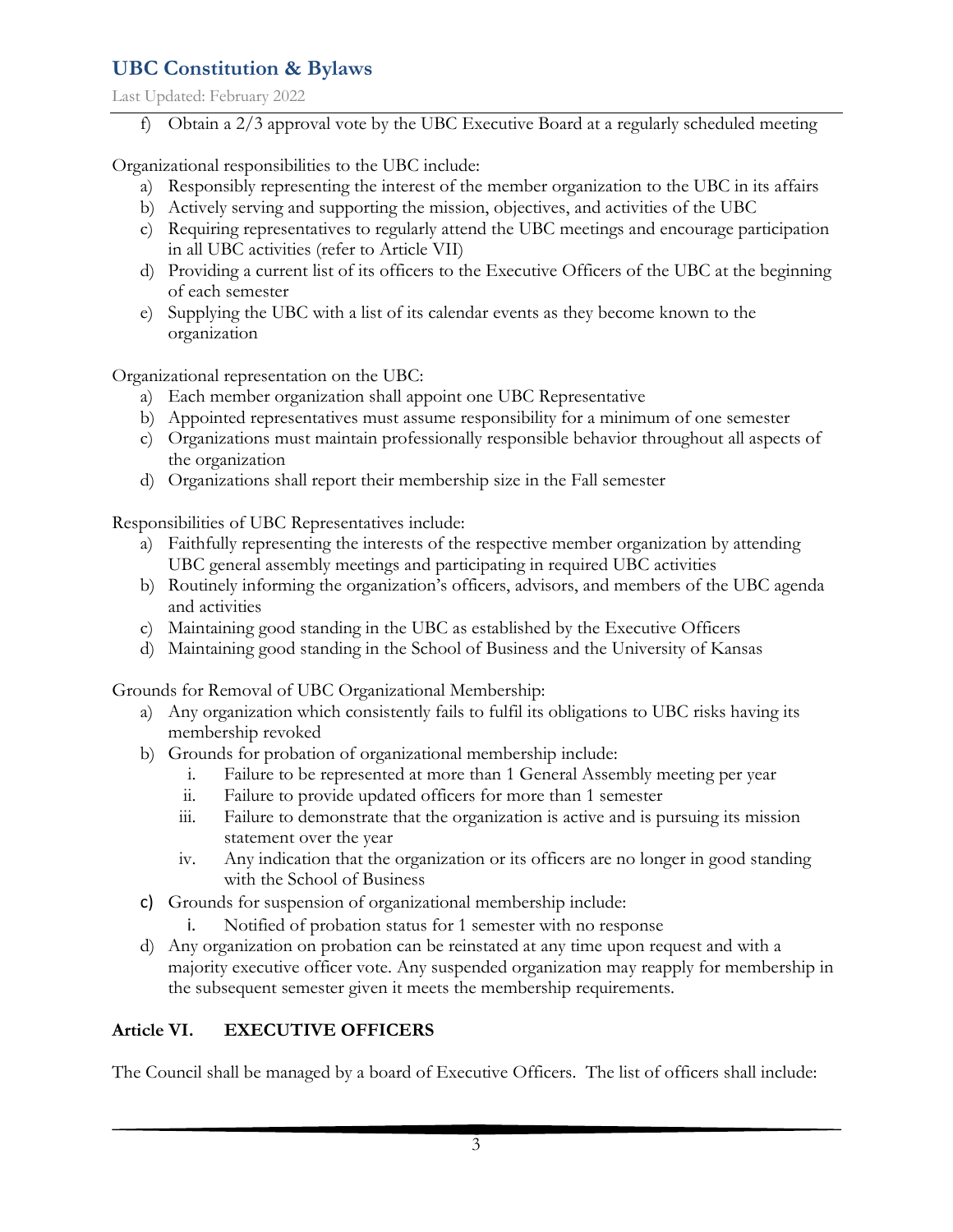f) Obtain a 2/3 approval vote by the UBC Executive Board at a regularly scheduled meeting

Organizational responsibilities to the UBC include:

a) Responsibly representing the interest of the member organization to the UBC in its affairs
b) Actively serving and supporting the mission, objectives, and activities of the UBC
c) Requiring representatives to regularly attend the UBC meetings and encourage participation in all UBC activities (refer to Article VII)
d) Providing a current list of its officers to the Executive Officers of the UBC at the beginning of each semester
e) Supplying the UBC with a list of its calendar events as they become known to the organization

Organizational representation on the UBC:

a) Each member organization shall appoint one UBC Representative
b) Appointed representatives must assume responsibility for a minimum of one semester
c) Organizations must maintain professionally responsible behavior throughout all aspects of the organization
d) Organizations shall report their membership size in the Fall semester

Responsibilities of UBC Representatives include:

a) Faithfully representing the interests of the respective member organization by attending UBC general assembly meetings and participating in required UBC activities
b) Routinely informing the organization's officers, advisors, and members of the UBC agenda and activities
c) Maintaining good standing in the UBC as established by the Executive Officers
d) Maintaining good standing in the School of Business and the University of Kansas

Grounds for Removal of UBC Organizational Membership:

a) Any organization which consistently fails to fulfil its obligations to UBC risks having its membership revoked
b) Grounds for probation of organizational membership include:
    i. Failure to be represented at more than 1 General Assembly meeting per year
    ii. Failure to provide updated officers for more than 1 semester
    iii. Failure to demonstrate that the organization is active and is pursuing its mission statement over the year
    iv. Any indication that the organization or its officers are no longer in good standing with the School of Business
c) Grounds for suspension of organizational membership include:
    i. Notified of probation status for 1 semester with no response
d) Any organization on probation can be reinstated at any time upon request and with a majority executive officer vote. Any suspended organization may reapply for membership in the subsequent semester given it meets the membership requirements.

## Article VI. EXECUTIVE OFFICERS

The Council shall be managed by a board of Executive Officers. The list of officers shall include: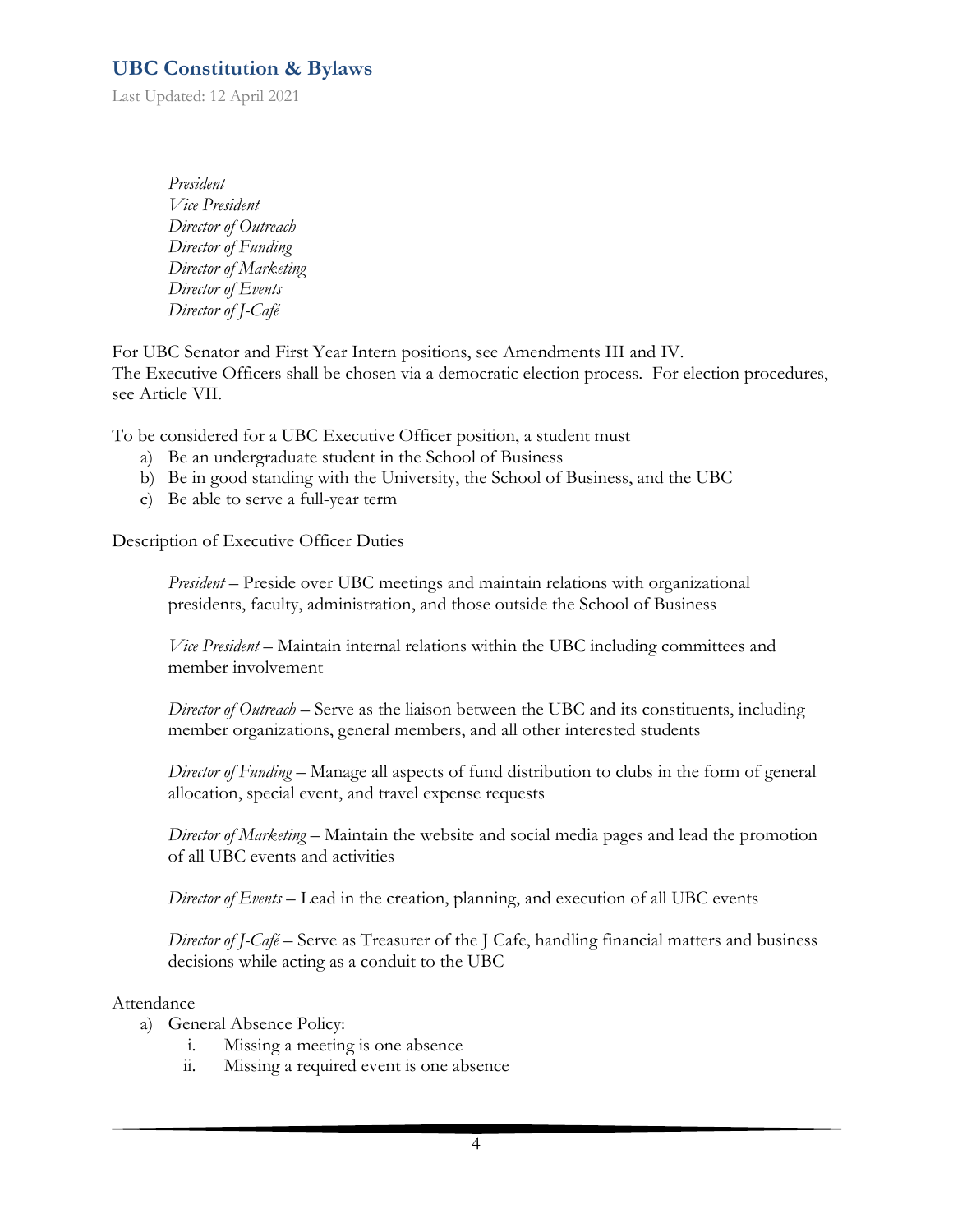*President*
*Vice President*
*Director of Outreach*
*Director of Funding*
*Director of Marketing*
*Director of Events*
*Director of J-Café*

For UBC Senator and First Year Intern positions, see Amendments III and IV.
The Executive Officers shall be chosen via a democratic election process. For election procedures, see Article VII.

To be considered for a UBC Executive Officer position, a student must

a) Be an undergraduate student in the School of Business
b) Be in good standing with the University, the School of Business, and the UBC
c) Be able to serve a full-year term

Description of Executive Officer Duties

*President* – Preside over UBC meetings and maintain relations with organizational presidents, faculty, administration, and those outside the School of Business

*Vice President* – Maintain internal relations within the UBC including committees and member involvement

*Director of Outreach* – Serve as the liaison between the UBC and its constituents, including member organizations, general members, and all other interested students

*Director of Funding* – Manage all aspects of fund distribution to clubs in the form of general allocation, special event, and travel expense requests

*Director of Marketing* – Maintain the website and social media pages and lead the promotion of all UBC events and activities

*Director of Events* – Lead in the creation, planning, and execution of all UBC events

*Director of J-Café* – Serve as Treasurer of the J Cafe, handling financial matters and business decisions while acting as a conduit to the UBC

Attendance

a) General Absence Policy:
   i. Missing a meeting is one absence
   ii. Missing a required event is one absence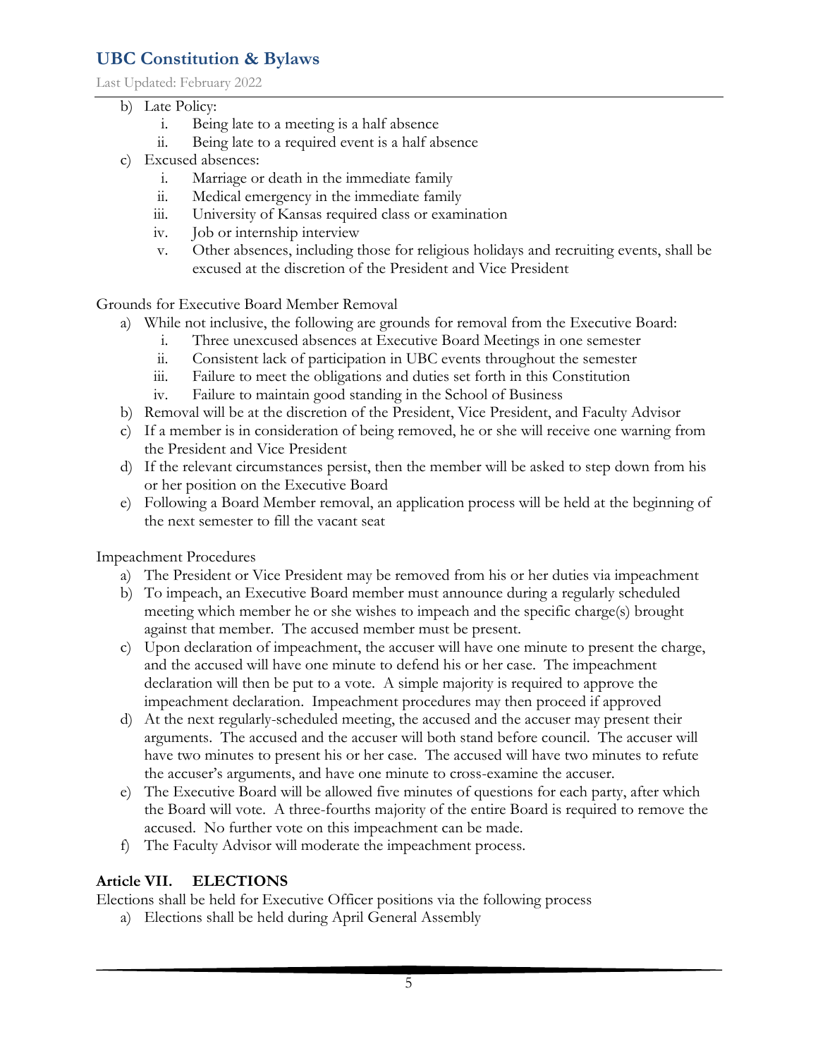b) Late Policy:
   i. Being late to a meeting is a half absence
   ii. Being late to a required event is a half absence
c) Excused absences:
   i. Marriage or death in the immediate family
   ii. Medical emergency in the immediate family
   iii. University of Kansas required class or examination
   iv. Job or internship interview
   v. Other absences, including those for religious holidays and recruiting events, shall be excused at the discretion of the President and Vice President

Grounds for Executive Board Member Removal

a) While not inclusive, the following are grounds for removal from the Executive Board:
   i. Three unexcused absences at Executive Board Meetings in one semester
   ii. Consistent lack of participation in UBC events throughout the semester
   iii. Failure to meet the obligations and duties set forth in this Constitution
   iv. Failure to maintain good standing in the School of Business
b) Removal will be at the discretion of the President, Vice President, and Faculty Advisor
c) If a member is in consideration of being removed, he or she will receive one warning from the President and Vice President
d) If the relevant circumstances persist, then the member will be asked to step down from his or her position on the Executive Board
e) Following a Board Member removal, an application process will be held at the beginning of the next semester to fill the vacant seat

Impeachment Procedures

a) The President or Vice President may be removed from his or her duties via impeachment
b) To impeach, an Executive Board member must announce during a regularly scheduled meeting which member he or she wishes to impeach and the specific charge(s) brought against that member. The accused member must be present.
c) Upon declaration of impeachment, the accuser will have one minute to present the charge, and the accused will have one minute to defend his or her case. The impeachment declaration will then be put to a vote. A simple majority is required to approve the impeachment declaration. Impeachment procedures may then proceed if approved
d) At the next regularly-scheduled meeting, the accused and the accuser may present their arguments. The accused and the accuser will both stand before council. The accuser will have two minutes to present his or her case. The accused will have two minutes to refute the accuser's arguments, and have one minute to cross-examine the accuser.
e) The Executive Board will be allowed five minutes of questions for each party, after which the Board will vote. A three-fourths majority of the entire Board is required to remove the accused. No further vote on this impeachment can be made.
f) The Faculty Advisor will moderate the impeachment process.

## Article VII. ELECTIONS

Elections shall be held for Executive Officer positions via the following process

a) Elections shall be held during April General Assembly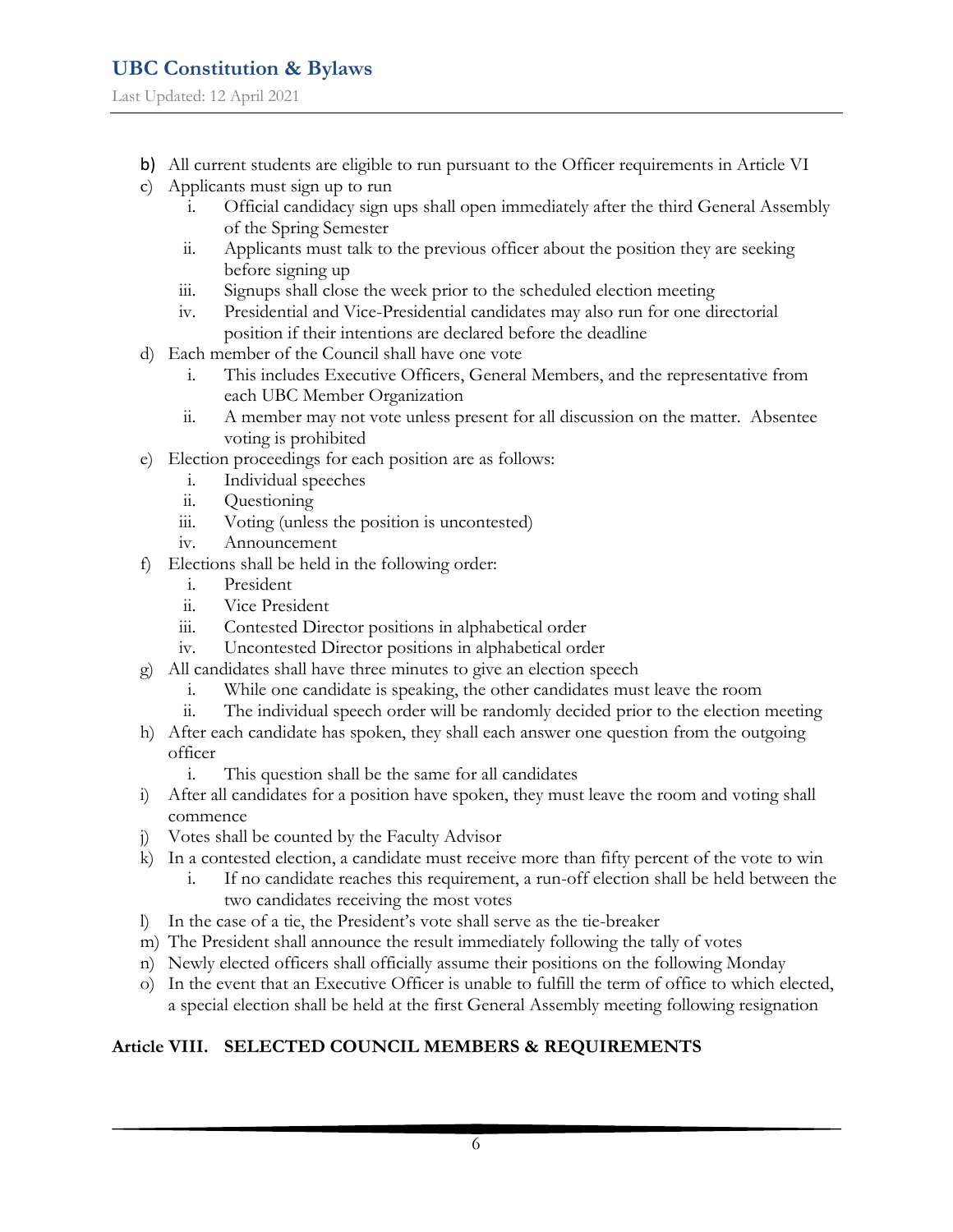b) All current students are eligible to run pursuant to the Officer requirements in Article VI
c) Applicants must sign up to run
    i. Official candidacy sign ups shall open immediately after the third General Assembly of the Spring Semester
    ii. Applicants must talk to the previous officer about the position they are seeking before signing up
    iii. Signups shall close the week prior to the scheduled election meeting
    iv. Presidential and Vice-Presidential candidates may also run for one directorial position if their intentions are declared before the deadline
d) Each member of the Council shall have one vote
    i. This includes Executive Officers, General Members, and the representative from each UBC Member Organization
    ii. A member may not vote unless present for all discussion on the matter. Absentee voting is prohibited
e) Election proceedings for each position are as follows:
    i. Individual speeches
    ii. Questioning
    iii. Voting (unless the position is uncontested)
    iv. Announcement
f) Elections shall be held in the following order:
    i. President
    ii. Vice President
    iii. Contested Director positions in alphabetical order
    iv. Uncontested Director positions in alphabetical order
g) All candidates shall have three minutes to give an election speech
    i. While one candidate is speaking, the other candidates must leave the room
    ii. The individual speech order will be randomly decided prior to the election meeting
h) After each candidate has spoken, they shall each answer one question from the outgoing officer
    i. This question shall be the same for all candidates
i) After all candidates for a position have spoken, they must leave the room and voting shall commence
j) Votes shall be counted by the Faculty Advisor
k) In a contested election, a candidate must receive more than fifty percent of the vote to win
    i. If no candidate reaches this requirement, a run-off election shall be held between the two candidates receiving the most votes
l) In the case of a tie, the President's vote shall serve as the tie-breaker
m) The President shall announce the result immediately following the tally of votes
n) Newly elected officers shall officially assume their positions on the following Monday
o) In the event that an Executive Officer is unable to fulfill the term of office to which elected, a special election shall be held at the first General Assembly meeting following resignation

## Article VIII. SELECTED COUNCIL MEMBERS & REQUIREMENTS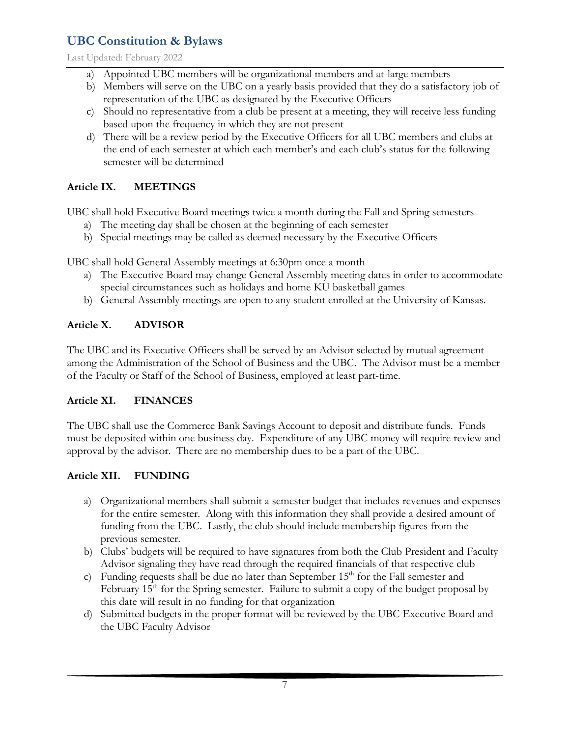a) Appointed UBC members will be organizational members and at-large members
b) Members will serve on the UBC on a yearly basis provided that they do a satisfactory job of representation of the UBC as designated by the Executive Officers
c) Should no representative from a club be present at a meeting, they will receive less funding based upon the frequency in which they are not present
d) There will be a review period by the Executive Officers for all UBC members and clubs at the end of each semester at which each member's and each club's status for the following semester will be determined

### Article IX. MEETINGS

UBC shall hold Executive Board meetings twice a month during the Fall and Spring semesters

a) The meeting day shall be chosen at the beginning of each semester
b) Special meetings may be called as deemed necessary by the Executive Officers

UBC shall hold General Assembly meetings at 6:30pm once a month

a) The Executive Board may change General Assembly meeting dates in order to accommodate special circumstances such as holidays and home KU basketball games
b) General Assembly meetings are open to any student enrolled at the University of Kansas.

### Article X. ADVISOR

The UBC and its Executive Officers shall be served by an Advisor selected by mutual agreement among the Administration of the School of Business and the UBC. The Advisor must be a member of the Faculty or Staff of the School of Business, employed at least part-time.

### Article XI. FINANCES

The UBC shall use the Commerce Bank Savings Account to deposit and distribute funds. Funds must be deposited within one business day. Expenditure of any UBC money will require review and approval by the advisor. There are no membership dues to be a part of the UBC.

### Article XII. FUNDING

a) Organizational members shall submit a semester budget that includes revenues and expenses for the entire semester. Along with this information they shall provide a desired amount of funding from the UBC. Lastly, the club should include membership figures from the previous semester.
b) Clubs' budgets will be required to have signatures from both the Club President and Faculty Advisor signaling they have read through the required financials of that respective club
c) Funding requests shall be due no later than September 15th for the Fall semester and February 15th for the Spring semester. Failure to submit a copy of the budget proposal by this date will result in no funding for that organization
d) Submitted budgets in the proper format will be reviewed by the UBC Executive Board and the UBC Faculty Advisor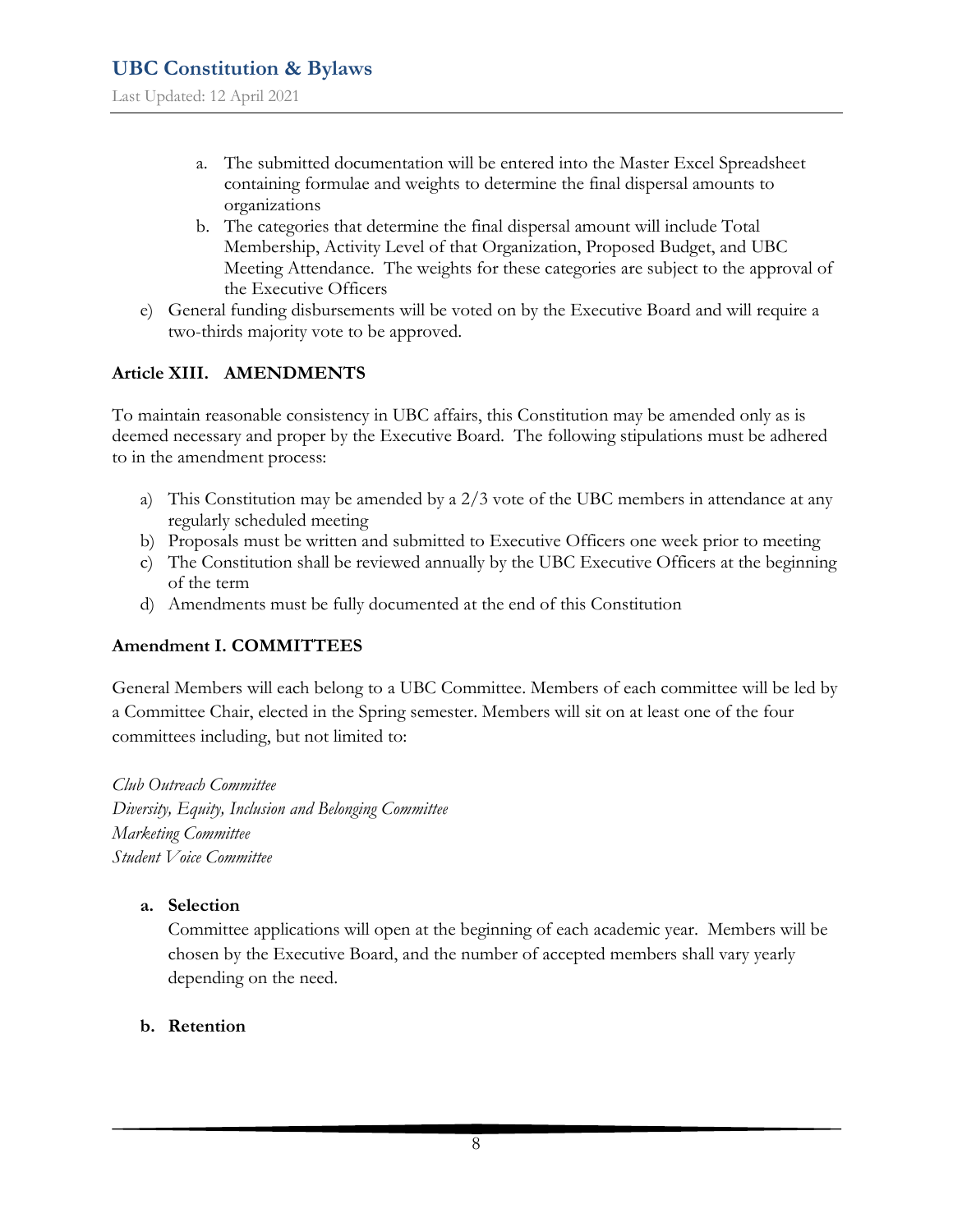a. The submitted documentation will be entered into the Master Excel Spreadsheet containing formulae and weights to determine the final dispersal amounts to organizations
   b. The categories that determine the final dispersal amount will include Total Membership, Activity Level of that Organization, Proposed Budget, and UBC Meeting Attendance. The weights for these categories are subject to the approval of the Executive Officers

e) General funding disbursements will be voted on by the Executive Board and will require a two-thirds majority vote to be approved.

## Article XIII. AMENDMENTS

To maintain reasonable consistency in UBC affairs, this Constitution may be amended only as is deemed necessary and proper by the Executive Board. The following stipulations must be adhered to in the amendment process:

a) This Constitution may be amended by a 2/3 vote of the UBC members in attendance at any regularly scheduled meeting
b) Proposals must be written and submitted to Executive Officers one week prior to meeting
c) The Constitution shall be reviewed annually by the UBC Executive Officers at the beginning of the term
d) Amendments must be fully documented at the end of this Constitution

## Amendment I. COMMITTEES

General Members will each belong to a UBC Committee. Members of each committee will be led by a Committee Chair, elected in the Spring semester. Members will sit on at least one of the four committees including, but not limited to:

*Club Outreach Committee*
*Diversity, Equity, Inclusion and Belonging Committee*
*Marketing Committee*
*Student Voice Committee*

**a. Selection**

Committee applications will open at the beginning of each academic year. Members will be chosen by the Executive Board, and the number of accepted members shall vary yearly depending on the need.

**b. Retention**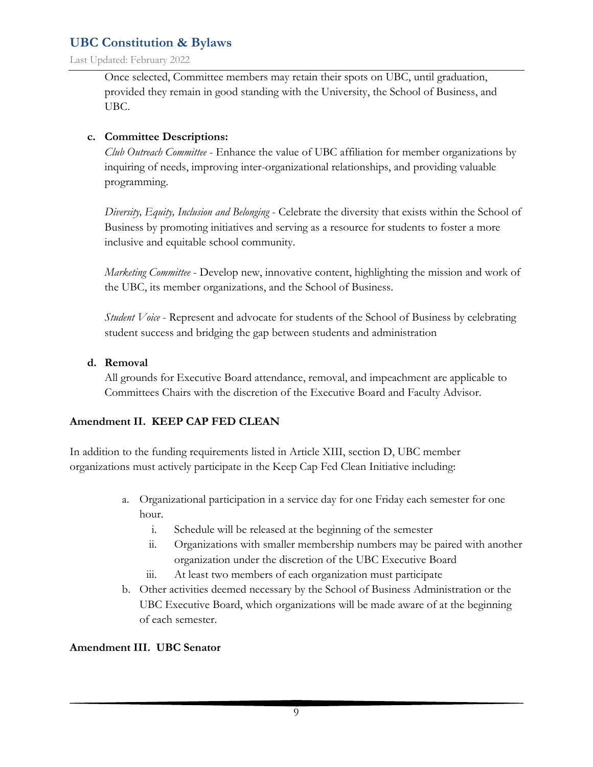Once selected, Committee members may retain their spots on UBC, until graduation, provided they remain in good standing with the University, the School of Business, and UBC.

**c. Committee Descriptions:**

*Club Outreach Committee* - Enhance the value of UBC affiliation for member organizations by inquiring of needs, improving inter-organizational relationships, and providing valuable programming.

*Diversity, Equity, Inclusion and Belonging* - Celebrate the diversity that exists within the School of Business by promoting initiatives and serving as a resource for students to foster a more inclusive and equitable school community.

*Marketing Committee* - Develop new, innovative content, highlighting the mission and work of the UBC, its member organizations, and the School of Business.

*Student Voice* - Represent and advocate for students of the School of Business by celebrating student success and bridging the gap between students and administration

**d. Removal**

All grounds for Executive Board attendance, removal, and impeachment are applicable to Committees Chairs with the discretion of the Executive Board and Faculty Advisor.

**Amendment II. KEEP CAP FED CLEAN**

In addition to the funding requirements listed in Article XIII, section D, UBC member organizations must actively participate in the Keep Cap Fed Clean Initiative including:

a. Organizational participation in a service day for one Friday each semester for one hour.
   i. Schedule will be released at the beginning of the semester
   ii. Organizations with smaller membership numbers may be paired with another organization under the discretion of the UBC Executive Board
   iii. At least two members of each organization must participate
b. Other activities deemed necessary by the School of Business Administration or the UBC Executive Board, which organizations will be made aware of at the beginning of each semester.

**Amendment III. UBC Senator**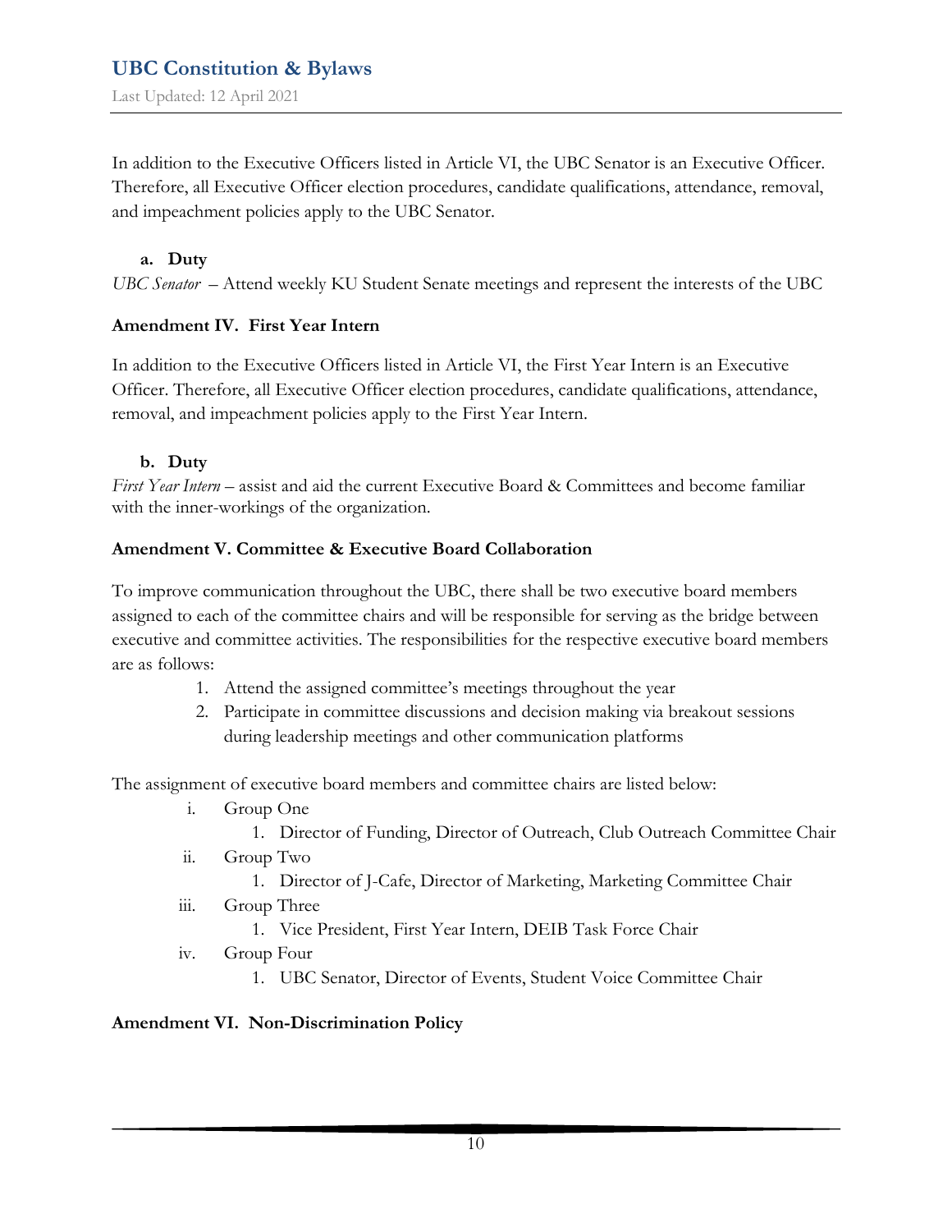In addition to the Executive Officers listed in Article VI, the UBC Senator is an Executive Officer. Therefore, all Executive Officer election procedures, candidate qualifications, attendance, removal, and impeachment policies apply to the UBC Senator.

**a. Duty**

*UBC Senator* – Attend weekly KU Student Senate meetings and represent the interests of the UBC

### Amendment IV. First Year Intern

In addition to the Executive Officers listed in Article VI, the First Year Intern is an Executive Officer. Therefore, all Executive Officer election procedures, candidate qualifications, attendance, removal, and impeachment policies apply to the First Year Intern.

**b. Duty**

*First Year Intern* – assist and aid the current Executive Board & Committees and become familiar with the inner-workings of the organization.

### Amendment V. Committee & Executive Board Collaboration

To improve communication throughout the UBC, there shall be two executive board members assigned to each of the committee chairs and will be responsible for serving as the bridge between executive and committee activities. The responsibilities for the respective executive board members are as follows:

1. Attend the assigned committee's meetings throughout the year
2. Participate in committee discussions and decision making via breakout sessions during leadership meetings and other communication platforms

The assignment of executive board members and committee chairs are listed below:

- i. Group One
  1. Director of Funding, Director of Outreach, Club Outreach Committee Chair
- ii. Group Two
  1. Director of J-Cafe, Director of Marketing, Marketing Committee Chair
- iii. Group Three
  1. Vice President, First Year Intern, DEIB Task Force Chair
- iv. Group Four
  1. UBC Senator, Director of Events, Student Voice Committee Chair

### Amendment VI. Non-Discrimination Policy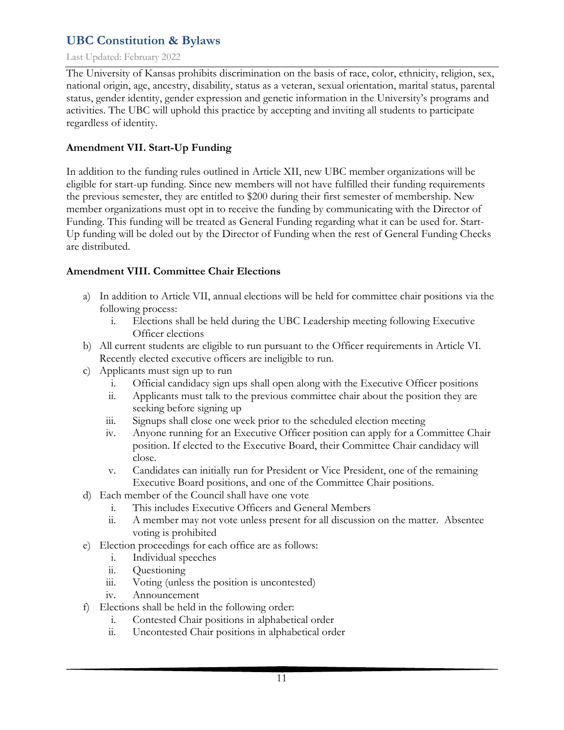The University of Kansas prohibits discrimination on the basis of race, color, ethnicity, religion, sex, national origin, age, ancestry, disability, status as a veteran, sexual orientation, marital status, parental status, gender identity, gender expression and genetic information in the University's programs and activities. The UBC will uphold this practice by accepting and inviting all students to participate regardless of identity.

**Amendment VII. Start-Up Funding**

In addition to the funding rules outlined in Article XII, new UBC member organizations will be eligible for start-up funding. Since new members will not have fulfilled their funding requirements the previous semester, they are entitled to $200 during their first semester of membership. New member organizations must opt in to receive the funding by communicating with the Director of Funding. This funding will be treated as General Funding regarding what it can be used for. Start-Up funding will be doled out by the Director of Funding when the rest of General Funding Checks are distributed.

**Amendment VIII. Committee Chair Elections**

a) In addition to Article VII, annual elections will be held for committee chair positions via the following process:
   i. Elections shall be held during the UBC Leadership meeting following Executive Officer elections
b) All current students are eligible to run pursuant to the Officer requirements in Article VI. Recently elected executive officers are ineligible to run.
c) Applicants must sign up to run
   i. Official candidacy sign ups shall open along with the Executive Officer positions
   ii. Applicants must talk to the previous committee chair about the position they are seeking before signing up
   iii. Signups shall close one week prior to the scheduled election meeting
   iv. Anyone running for an Executive Officer position can apply for a Committee Chair position. If elected to the Executive Board, their Committee Chair candidacy will close.
   v. Candidates can initially run for President or Vice President, one of the remaining Executive Board positions, and one of the Committee Chair positions.
d) Each member of the Council shall have one vote
   i. This includes Executive Officers and General Members
   ii. A member may not vote unless present for all discussion on the matter. Absentee voting is prohibited
e) Election proceedings for each office are as follows:
   i. Individual speeches
   ii. Questioning
   iii. Voting (unless the position is uncontested)
   iv. Announcement
f) Elections shall be held in the following order:
   i. Contested Chair positions in alphabetical order
   ii. Uncontested Chair positions in alphabetical order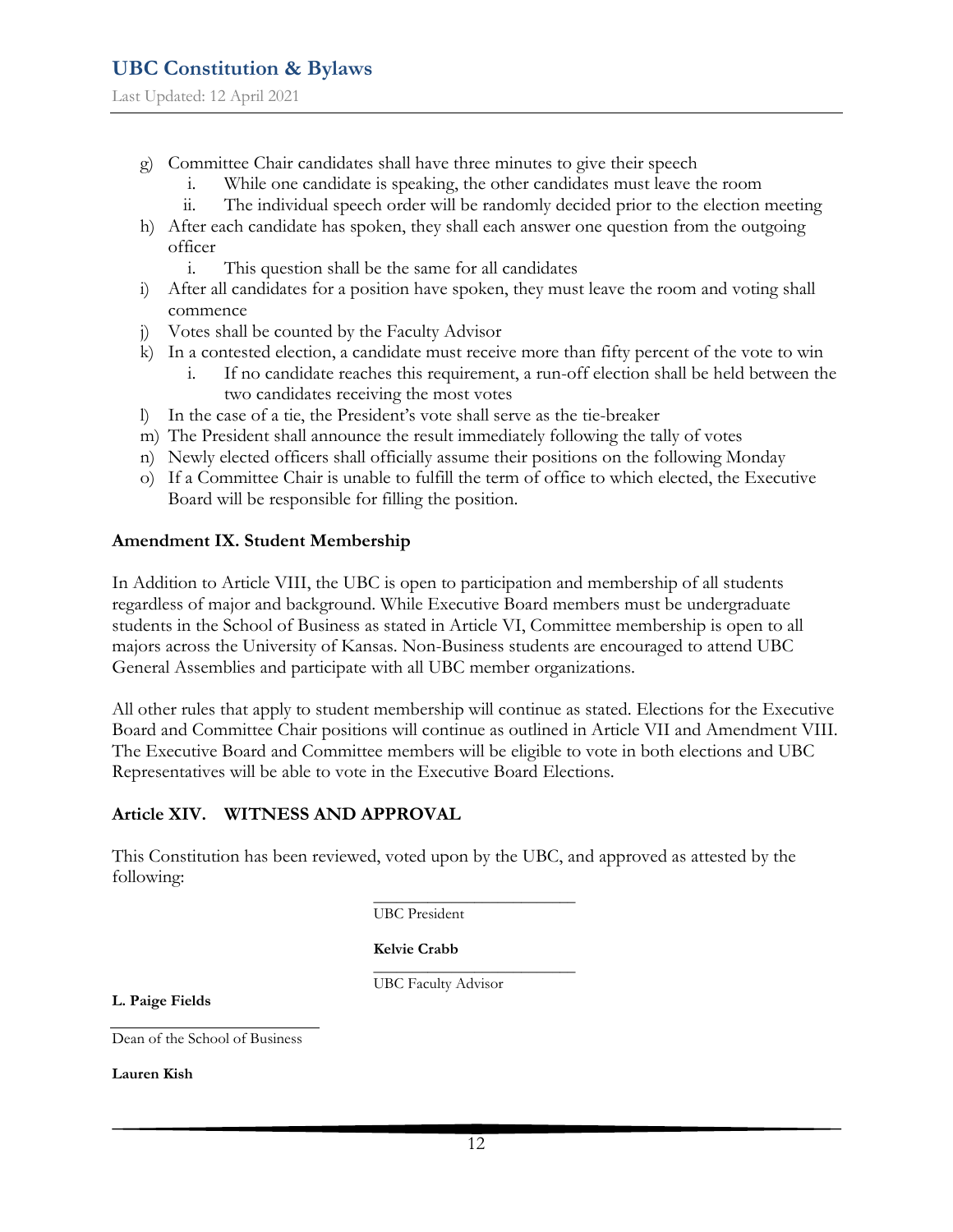g) Committee Chair candidates shall have three minutes to give their speech
   i. While one candidate is speaking, the other candidates must leave the room
   ii. The individual speech order will be randomly decided prior to the election meeting
h) After each candidate has spoken, they shall each answer one question from the outgoing officer
   i. This question shall be the same for all candidates
i) After all candidates for a position have spoken, they must leave the room and voting shall commence
j) Votes shall be counted by the Faculty Advisor
k) In a contested election, a candidate must receive more than fifty percent of the vote to win
   i. If no candidate reaches this requirement, a run-off election shall be held between the two candidates receiving the most votes
l) In the case of a tie, the President's vote shall serve as the tie-breaker
m) The President shall announce the result immediately following the tally of votes
n) Newly elected officers shall officially assume their positions on the following Monday
o) If a Committee Chair is unable to fulfill the term of office to which elected, the Executive Board will be responsible for filling the position.

**Amendment IX. Student Membership**

In Addition to Article VIII, the UBC is open to participation and membership of all students regardless of major and background. While Executive Board members must be undergraduate students in the School of Business as stated in Article VI, Committee membership is open to all majors across the University of Kansas. Non-Business students are encouraged to attend UBC General Assemblies and participate with all UBC member organizations.

All other rules that apply to student membership will continue as stated. Elections for the Executive Board and Committee Chair positions will continue as outlined in Article VII and Amendment VIII. The Executive Board and Committee members will be eligible to vote in both elections and UBC Representatives will be able to vote in the Executive Board Elections.

**Article XIV. WITNESS AND APPROVAL**

This Constitution has been reviewed, voted upon by the UBC, and approved as attested by the following:

\_\_\_\_\_\_\_\_\_\_\_\_\_\_\_\_\_\_\_\_\_\_\_\_
UBC President

**Kelvie Crabb**

\_\_\_\_\_\_\_\_\_\_\_\_\_\_\_\_\_\_\_\_\_\_\_\_
UBC Faculty Advisor

**L. Paige Fields**

\_\_\_\_\_\_\_\_\_\_\_\_\_\_\_\_\_\_\_\_\_\_\_\_
Dean of the School of Business

**Lauren Kish**